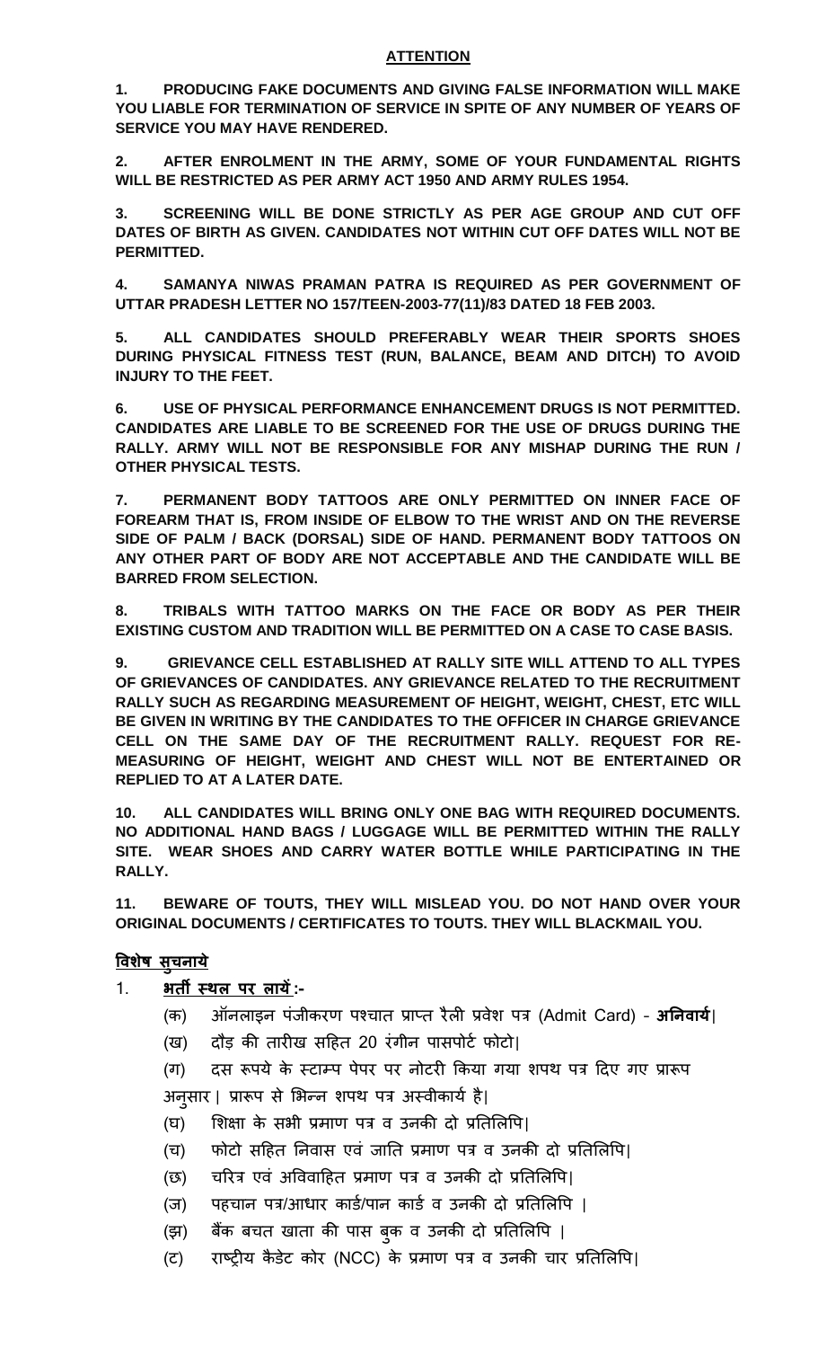## ATTENTION

**1. PRODUCING FAKE DOCUMENTS AND GIVING FALSE INFORMATION WILL MAKE YOU LIABLE FOR TERMINATION OF SERVICE IN SPITE OF ANY NUMBER OF YEARS OF SERVICE YOU MAY HAVE RENDERED.**

**2. AFTER ENROLMENT IN THE ARMY, SOME OF YOUR FUNDAMENTAL RIGHTS WILL BE RESTRICTED AS PER ARMY ACT 1950 AND ARMY RULES 1954.**

**3. SCREENING WILL BE DONE STRICTLY AS PER AGE GROUP AND CUT OFF DATES OF BIRTH AS GIVEN. CANDIDATES NOT WITHIN CUT OFF DATES WILL NOT BE PERMITTED.**

**4. SAMANYA NIWAS PRAMAN PATRA IS REQUIRED AS PER GOVERNMENT OF UTTAR PRADESH LETTER NO 157/TEEN-2003-77(11)/83 DATED 18 FEB 2003.**

**5. ALL CANDIDATES SHOULD PREFERABLY WEAR THEIR SPORTS SHOES DURING PHYSICAL FITNESS TEST (RUN, BALANCE, BEAM AND DITCH) TO AVOID INJURY TO THE FEET.**

**6. USE OF PHYSICAL PERFORMANCE ENHANCEMENT DRUGS IS NOT PERMITTED. CANDIDATES ARE LIABLE TO BE SCREENED FOR THE USE OF DRUGS DURING THE RALLY. ARMY WILL NOT BE RESPONSIBLE FOR ANY MISHAP DURING THE RUN / OTHER PHYSICAL TESTS.**

**7. PERMANENT BODY TATTOOS ARE ONLY PERMITTED ON INNER FACE OF FOREARM THAT IS, FROM INSIDE OF ELBOW TO THE WRIST AND ON THE REVERSE SIDE OF PALM / BACK (DORSAL) SIDE OF HAND. PERMANENT BODY TATTOOS ON ANY OTHER PART OF BODY ARE NOT ACCEPTABLE AND THE CANDIDATE WILL BE BARRED FROM SELECTION.**

**8. TRIBALS WITH TATTOO MARKS ON THE FACE OR BODY AS PER THEIR EXISTING CUSTOM AND TRADITION WILL BE PERMITTED ON A CASE TO CASE BASIS.**

**9. GRIEVANCE CELL ESTABLISHED AT RALLY SITE WILL ATTEND TO ALL TYPES OF GRIEVANCES OF CANDIDATES. ANY GRIEVANCE RELATED TO THE RECRUITMENT RALLY SUCH AS REGARDING MEASUREMENT OF HEIGHT, WEIGHT, CHEST, ETC WILL BE GIVEN IN WRITING BY THE CANDIDATES TO THE OFFICER IN CHARGE GRIEVANCE CELL ON THE SAME DAY OF THE RECRUITMENT RALLY. REQUEST FOR RE-MEASURING OF HEIGHT, WEIGHT AND CHEST WILL NOT BE ENTERTAINED OR REPLIED TO AT A LATER DATE.**

**10. ALL CANDIDATES WILL BRING ONLY ONE BAG WITH REQUIRED DOCUMENTS. NO ADDITIONAL HAND BAGS / LUGGAGE WILL BE PERMITTED WITHIN THE RALLY SITE. WEAR SHOES AND CARRY WATER BOTTLE WHILE PARTICIPATING IN THE RALLY.**

**11. BEWARE OF TOUTS, THEY WILL MISLEAD YOU. DO NOT HAND OVER YOUR ORIGINAL DOCUMENTS / CERTIFICATES TO TOUTS. THEY WILL BLACKMAIL YOU.**

## विशेष सुचनाये

1. **भर्ती स्थल पर लायें :-**

   (क) ऑनलाइन पंजीकरण पश्चात प्राप्त रैली प्रवेश पत्र (Admit Card) - **अनिवार्य**|

   (ख) दौड़ की तारीख सहित 20 रंगीन पासपोर्ट फोटो|

   (ग) दस रूपये के स्टाम्प पेपर पर नोटरी किया गया शपथ पत्र दिए गए प्रारूप अनुसार | प्रारूप से भिन्न शपथ पत्र अस्वीकार्य है|

   (घ) शिक्षा के सभी प्रमाण पत्र व उनकी दो प्रतिलिपि|

   (च) फोटो सहित निवास एवं जाति प्रमाण पत्र व उनकी दो प्रतिलिपि|

   (छ) चरित्र एवं अविवाहित प्रमाण पत्र व उनकी दो प्रतिलिपि|

   (ज) पहचान पत्र/आधार कार्ड/पान कार्ड व उनकी दो प्रतिलिपि |

   (झ) बैंक बचत खाता की पास बुक व उनकी दो प्रतिलिपि |

   (ट) राष्ट्रीय कैडेट कोर (NCC) के प्रमाण पत्र व उनकी चार प्रतिलिपि|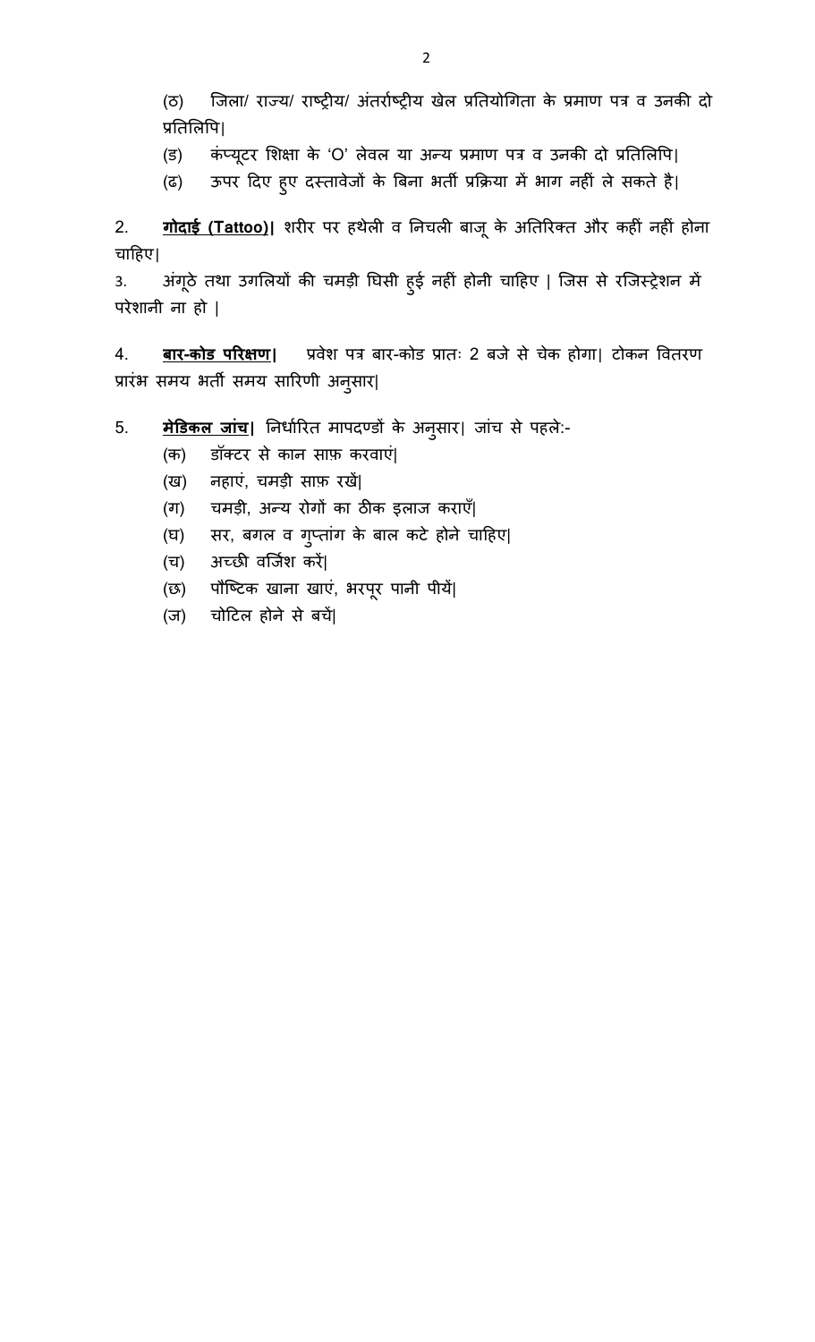(ठ) जिला/ राज्य/ राष्ट्रीय/ अंतर्राष्ट्रीय खेल प्रतियोगिता के प्रमाण पत्र व उनकी दो प्रतिलिपि|

(ड) कंप्यूटर शिक्षा के 'O' लेवल या अन्य प्रमाण पत्र व उनकी दो प्रतिलिपि|

(ढ) ऊपर दिए हुए दस्तावेजों के बिना भर्ती प्रक्रिया में भाग नहीं ले सकते है|

2. **गोदाई (Tattoo)|** शरीर पर हथेली व निचली बाजू के अतिरिक्त और कहीं नहीं होना चाहिए|

3. अंगूठे तथा उगलियों की चमड़ी घिसी हुई नहीं होनी चाहिए | जिस से रजिस्ट्रेशन में परेशानी ना हो |

4. **बार-कोड परिक्षण|** प्रवेश पत्र बार-कोड प्रातः 2 बजे से चेक होगा| टोकन वितरण प्रारंभ समय भर्ती समय सारिणी अनुसार|

5. **मेडिकल जांच|** निर्धारित मापदण्डों के अनुसार| जांच से पहले:-

(क) डॉक्टर से कान साफ़ करवाएं|

(ख) नहाएं, चमड़ी साफ़ रखें|

(ग) चमड़ी, अन्य रोगों का ठीक इलाज कराएँ|

(घ) सर, बगल व गुप्तांग के बाल कटे होने चाहिए|

(च) अच्छी वर्जिश करें|

(छ) पौष्टिक खाना खाएं, भरपूर पानी पीयें|

(ज) चोटिल होने से बचें|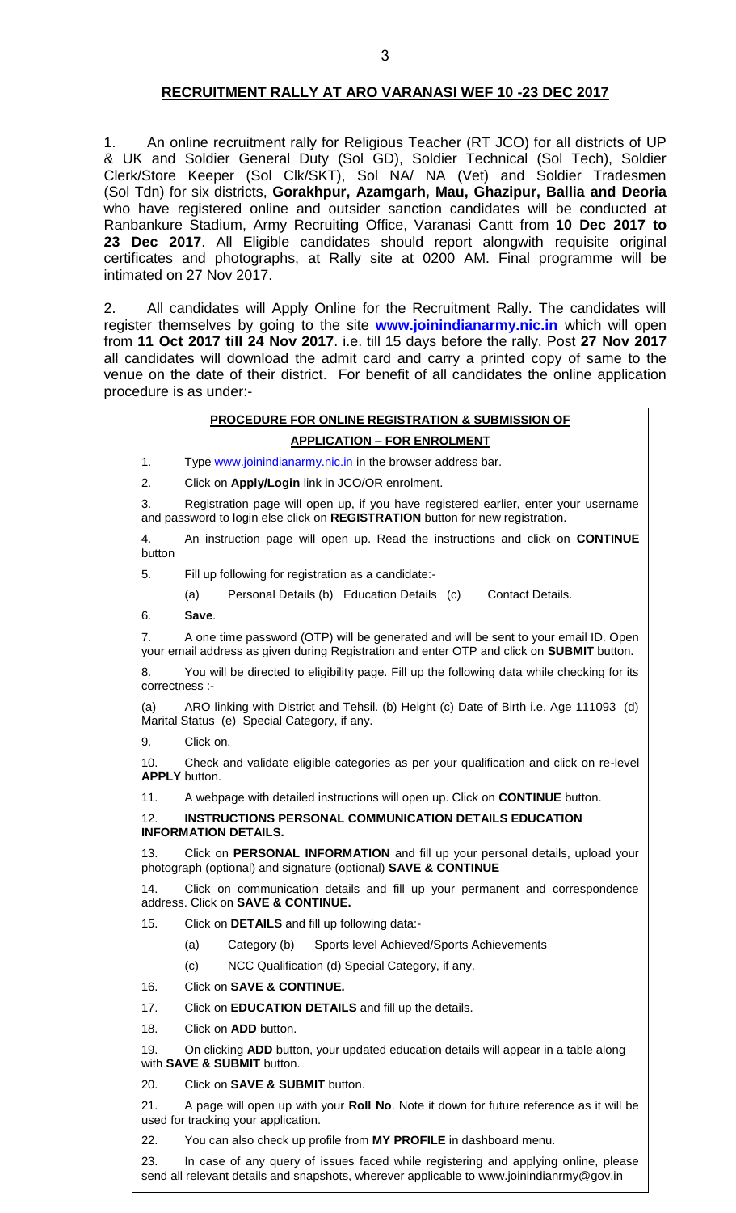## RECRUITMENT RALLY AT ARO VARANASI WEF 10 -23 DEC 2017

1. An online recruitment rally for Religious Teacher (RT JCO) for all districts of UP & UK and Soldier General Duty (Sol GD), Soldier Technical (Sol Tech), Soldier Clerk/Store Keeper (Sol Clk/SKT), Sol NA/ NA (Vet) and Soldier Tradesmen (Sol Tdn) for six districts, **Gorakhpur, Azamgarh, Mau, Ghazipur, Ballia and Deoria** who have registered online and outsider sanction candidates will be conducted at Ranbankure Stadium, Army Recruiting Office, Varanasi Cantt from **10 Dec 2017 to 23 Dec 2017**. All Eligible candidates should report alongwith requisite original certificates and photographs, at Rally site at 0200 AM. Final programme will be intimated on 27 Nov 2017.

2. All candidates will Apply Online for the Recruitment Rally. The candidates will register themselves by going to the site **www.joinindianarmy.nic.in** which will open from **11 Oct 2017 till 24 Nov 2017**. i.e. till 15 days before the rally. Post **27 Nov 2017** all candidates will download the admit card and carry a printed copy of same to the venue on the date of their district. For benefit of all candidates the online application procedure is as under:-

### PROCEDURE FOR ONLINE REGISTRATION & SUBMISSION OF APPLICATION – FOR ENROLMENT

1. Type www.joinindianarmy.nic.in in the browser address bar.
2. Click on **Apply/Login** link in JCO/OR enrolment.
3. Registration page will open up, if you have registered earlier, enter your username and password to login else click on **REGISTRATION** button for new registration.
4. An instruction page will open up. Read the instructions and click on **CONTINUE** button
5. Fill up following for registration as a candidate:-

   (a) Personal Details (b) Education Details (c) Contact Details.

6. **Save**.
7. A one time password (OTP) will be generated and will be sent to your email ID. Open your email address as given during Registration and enter OTP and click on **SUBMIT** button.
8. You will be directed to eligibility page. Fill up the following data while checking for its correctness :-

(a) ARO linking with District and Tehsil. (b) Height (c) Date of Birth i.e. Age 111093 (d) Marital Status (e) Special Category, if any.

9. Click on.
10. Check and validate eligible categories as per your qualification and click on re-level **APPLY** button.
11. A webpage with detailed instructions will open up. Click on **CONTINUE** button.
12. **INSTRUCTIONS PERSONAL COMMUNICATION DETAILS EDUCATION INFORMATION DETAILS.**
13. Click on **PERSONAL INFORMATION** and fill up your personal details, upload your photograph (optional) and signature (optional) **SAVE & CONTINUE**
14. Click on communication details and fill up your permanent and correspondence address. Click on **SAVE & CONTINUE.**
15. Click on **DETAILS** and fill up following data:-

    (a) Category (b) Sports level Achieved/Sports Achievements

    (c) NCC Qualification (d) Special Category, if any.

16. Click on **SAVE & CONTINUE.**
17. Click on **EDUCATION DETAILS** and fill up the details.
18. Click on **ADD** button.
19. On clicking **ADD** button, your updated education details will appear in a table along with **SAVE & SUBMIT** button.
20. Click on **SAVE & SUBMIT** button.
21. A page will open up with your **Roll No**. Note it down for future reference as it will be used for tracking your application.
22. You can also check up profile from **MY PROFILE** in dashboard menu.
23. In case of any query of issues faced while registering and applying online, please send all relevant details and snapshots, wherever applicable to www.joinindianrmy@gov.in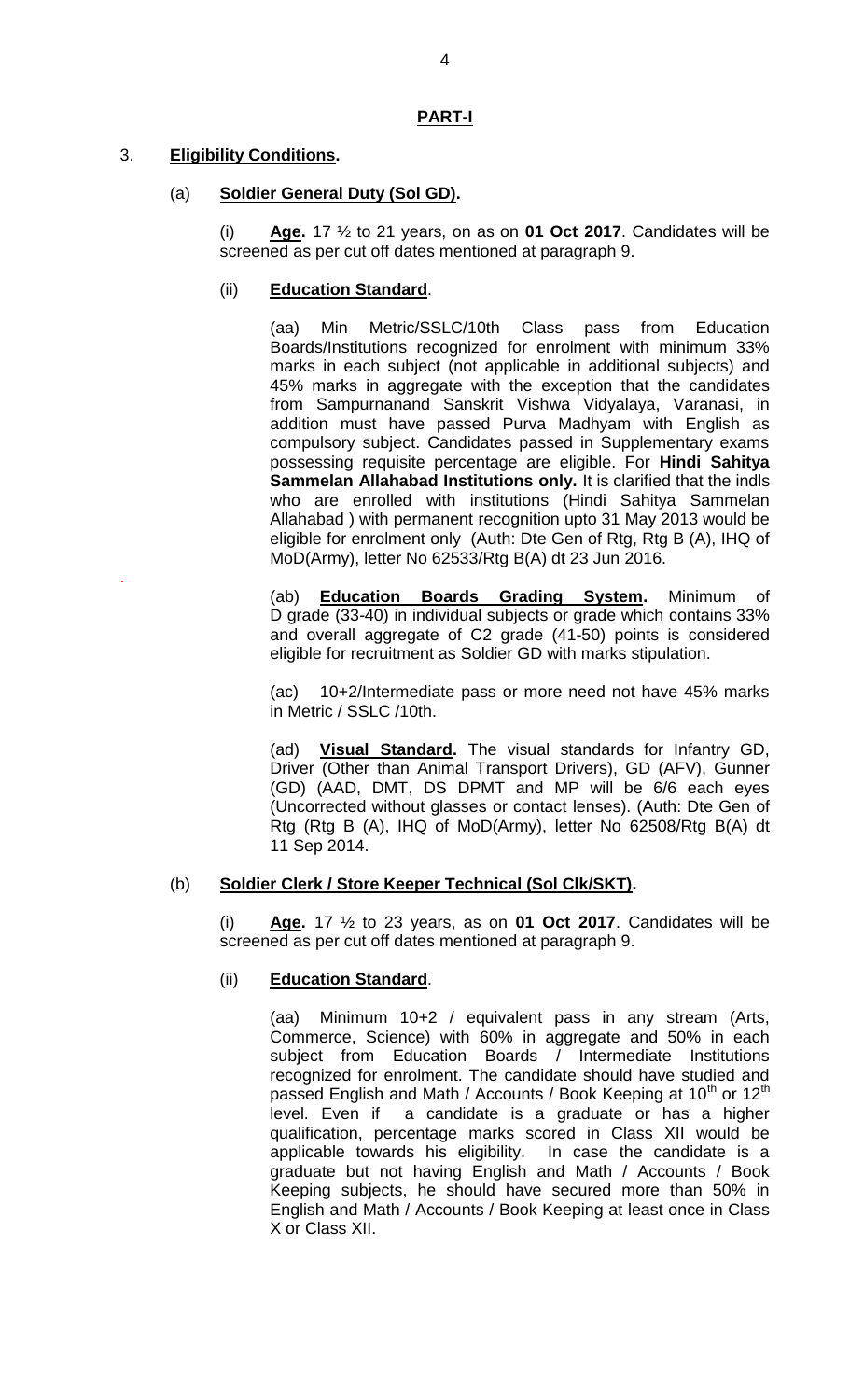## **PART-I**

3. **Eligibility Conditions.**

(a) **Soldier General Duty (Sol GD).**

(i) **Age.** 17 ½ to 21 years, on as on **01 Oct 2017**. Candidates will be screened as per cut off dates mentioned at paragraph 9.

(ii) **Education Standard**.

(aa) Min Metric/SSLC/10th Class pass from Education Boards/Institutions recognized for enrolment with minimum 33% marks in each subject (not applicable in additional subjects) and 45% marks in aggregate with the exception that the candidates from Sampurnanand Sanskrit Vishwa Vidyalaya, Varanasi, in addition must have passed Purva Madhyam with English as compulsory subject. Candidates passed in Supplementary exams possessing requisite percentage are eligible. For **Hindi Sahitya Sammelan Allahabad Institutions only.** It is clarified that the indls who are enrolled with institutions (Hindi Sahitya Sammelan Allahabad ) with permanent recognition upto 31 May 2013 would be eligible for enrolment only (Auth: Dte Gen of Rtg, Rtg B (A), IHQ of MoD(Army), letter No 62533/Rtg B(A) dt 23 Jun 2016.

(ab) **Education Boards Grading System.** Minimum of D grade (33-40) in individual subjects or grade which contains 33% and overall aggregate of C2 grade (41-50) points is considered eligible for recruitment as Soldier GD with marks stipulation.

(ac) 10+2/Intermediate pass or more need not have 45% marks in Metric / SSLC /10th.

(ad) **Visual Standard.** The visual standards for Infantry GD, Driver (Other than Animal Transport Drivers), GD (AFV), Gunner (GD) (AAD, DMT, DS DPMT and MP will be 6/6 each eyes (Uncorrected without glasses or contact lenses). (Auth: Dte Gen of Rtg (Rtg B (A), IHQ of MoD(Army), letter No 62508/Rtg B(A) dt 11 Sep 2014.

(b) **Soldier Clerk / Store Keeper Technical (Sol Clk/SKT).**

(i) **Age.** 17 ½ to 23 years, as on **01 Oct 2017**. Candidates will be screened as per cut off dates mentioned at paragraph 9.

(ii) **Education Standard**.

(aa) Minimum 10+2 / equivalent pass in any stream (Arts, Commerce, Science) with 60% in aggregate and 50% in each subject from Education Boards / Intermediate Institutions recognized for enrolment. The candidate should have studied and passed English and Math / Accounts / Book Keeping at 10th or 12th level. Even if a candidate is a graduate or has a higher qualification, percentage marks scored in Class XII would be applicable towards his eligibility. In case the candidate is a graduate but not having English and Math / Accounts / Book Keeping subjects, he should have secured more than 50% in English and Math / Accounts / Book Keeping at least once in Class X or Class XII.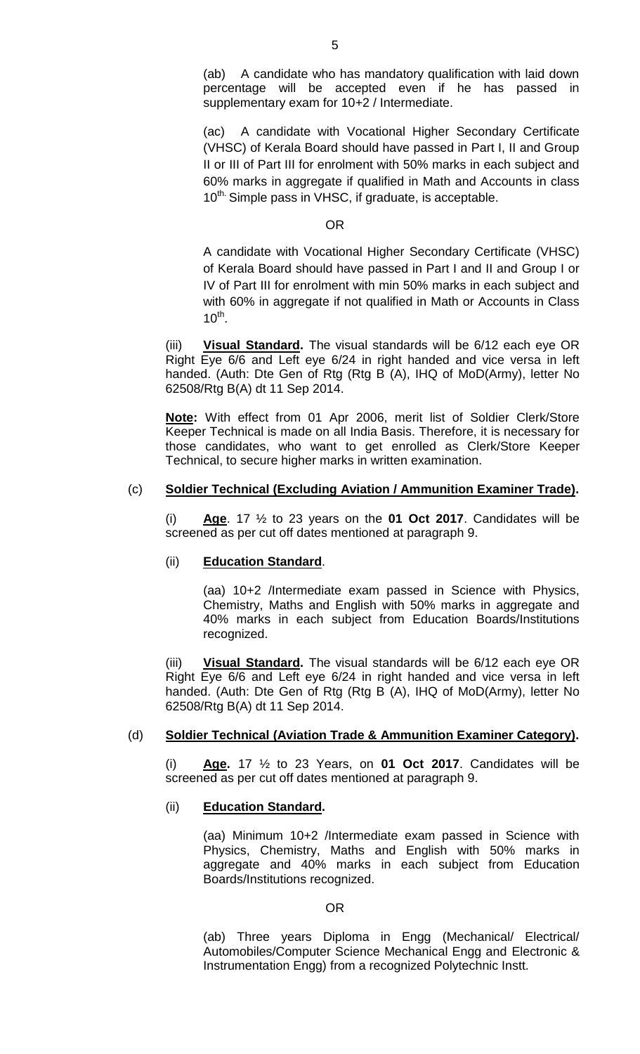(ab) A candidate who has mandatory qualification with laid down percentage will be accepted even if he has passed in supplementary exam for 10+2 / Intermediate.

(ac) A candidate with Vocational Higher Secondary Certificate (VHSC) of Kerala Board should have passed in Part I, II and Group II or III of Part III for enrolment with 50% marks in each subject and 60% marks in aggregate if qualified in Math and Accounts in class $10^{th.}$ Simple pass in VHSC, if graduate, is acceptable.

OR

A candidate with Vocational Higher Secondary Certificate (VHSC) of Kerala Board should have passed in Part I and II and Group I or IV of Part III for enrolment with min 50% marks in each subject and with 60% in aggregate if not qualified in Math or Accounts in Class $10^{th}$.

(iii) **Visual Standard.** The visual standards will be 6/12 each eye OR Right Eye 6/6 and Left eye 6/24 in right handed and vice versa in left handed. (Auth: Dte Gen of Rtg (Rtg B (A), IHQ of MoD(Army), letter No 62508/Rtg B(A) dt 11 Sep 2014.

**Note:** With effect from 01 Apr 2006, merit list of Soldier Clerk/Store Keeper Technical is made on all India Basis. Therefore, it is necessary for those candidates, who want to get enrolled as Clerk/Store Keeper Technical, to secure higher marks in written examination.

(c) **Soldier Technical (Excluding Aviation / Ammunition Examiner Trade).**

(i) **Age**. 17 ½ to 23 years on the **01 Oct 2017**. Candidates will be screened as per cut off dates mentioned at paragraph 9.

(ii) **Education Standard**.

(aa) 10+2 /Intermediate exam passed in Science with Physics, Chemistry, Maths and English with 50% marks in aggregate and 40% marks in each subject from Education Boards/Institutions recognized.

(iii) **Visual Standard.** The visual standards will be 6/12 each eye OR Right Eye 6/6 and Left eye 6/24 in right handed and vice versa in left handed. (Auth: Dte Gen of Rtg (Rtg B (A), IHQ of MoD(Army), letter No 62508/Rtg B(A) dt 11 Sep 2014.

(d) **Soldier Technical (Aviation Trade & Ammunition Examiner Category).**

(i) **Age.** 17 ½ to 23 Years, on **01 Oct 2017**. Candidates will be screened as per cut off dates mentioned at paragraph 9.

(ii) **Education Standard.**

(aa) Minimum 10+2 /Intermediate exam passed in Science with Physics, Chemistry, Maths and English with 50% marks in aggregate and 40% marks in each subject from Education Boards/Institutions recognized.

OR

(ab) Three years Diploma in Engg (Mechanical/ Electrical/ Automobiles/Computer Science Mechanical Engg and Electronic & Instrumentation Engg) from a recognized Polytechnic Instt.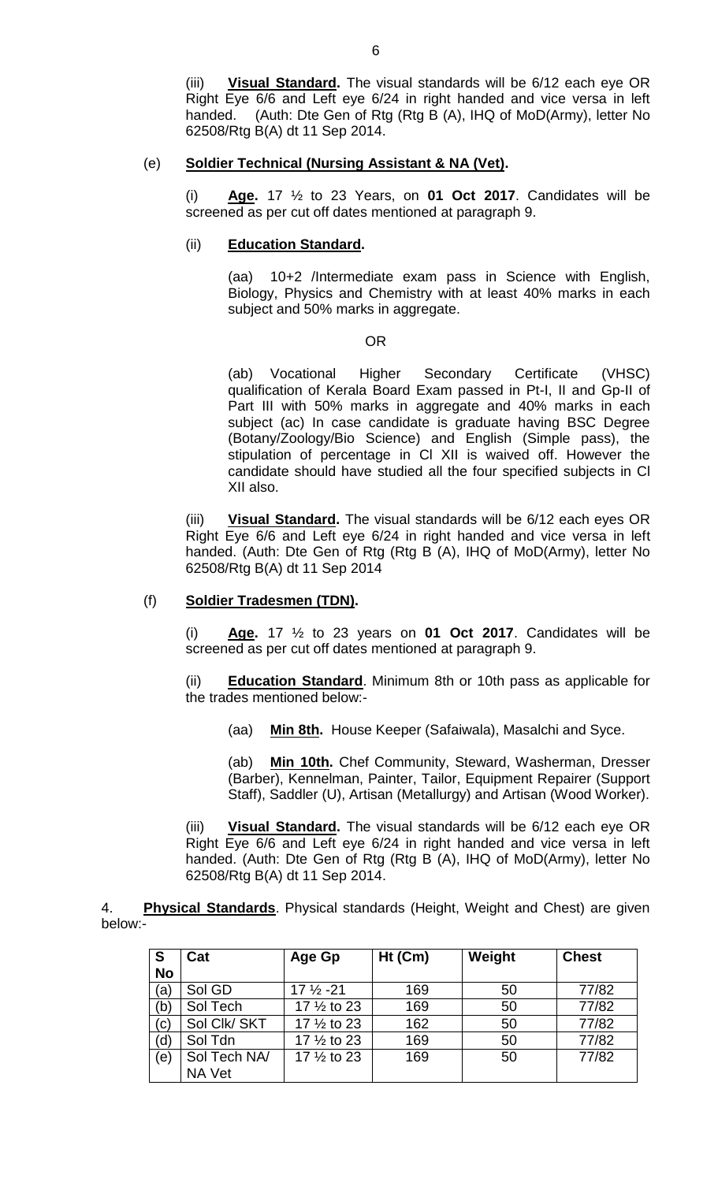(iii) **Visual Standard.** The visual standards will be 6/12 each eye OR Right Eye 6/6 and Left eye 6/24 in right handed and vice versa in left handed. (Auth: Dte Gen of Rtg (Rtg B (A), IHQ of MoD(Army), letter No 62508/Rtg B(A) dt 11 Sep 2014.

(e) **Soldier Technical (Nursing Assistant & NA (Vet).**

(i) **Age.** 17 ½ to 23 Years, on **01 Oct 2017**. Candidates will be screened as per cut off dates mentioned at paragraph 9.

(ii) **Education Standard.**

(aa) 10+2 /Intermediate exam pass in Science with English, Biology, Physics and Chemistry with at least 40% marks in each subject and 50% marks in aggregate.

OR

(ab) Vocational Higher Secondary Certificate (VHSC) qualification of Kerala Board Exam passed in Pt-I, II and Gp-II of Part III with 50% marks in aggregate and 40% marks in each subject (ac) In case candidate is graduate having BSC Degree (Botany/Zoology/Bio Science) and English (Simple pass), the stipulation of percentage in Cl XII is waived off. However the candidate should have studied all the four specified subjects in Cl XII also.

(iii) **Visual Standard.** The visual standards will be 6/12 each eyes OR Right Eye 6/6 and Left eye 6/24 in right handed and vice versa in left handed. (Auth: Dte Gen of Rtg (Rtg B (A), IHQ of MoD(Army), letter No 62508/Rtg B(A) dt 11 Sep 2014

(f) **Soldier Tradesmen (TDN).**

(i) **Age.** 17 ½ to 23 years on **01 Oct 2017**. Candidates will be screened as per cut off dates mentioned at paragraph 9.

(ii) **Education Standard**. Minimum 8th or 10th pass as applicable for the trades mentioned below:-

(aa) **Min 8th.** House Keeper (Safaiwala), Masalchi and Syce.

(ab) **Min 10th.** Chef Community, Steward, Washerman, Dresser (Barber), Kennelman, Painter, Tailor, Equipment Repairer (Support Staff), Saddler (U), Artisan (Metallurgy) and Artisan (Wood Worker).

(iii) **Visual Standard.** The visual standards will be 6/12 each eye OR Right Eye 6/6 and Left eye 6/24 in right handed and vice versa in left handed. (Auth: Dte Gen of Rtg (Rtg B (A), IHQ of MoD(Army), letter No 62508/Rtg B(A) dt 11 Sep 2014.

4. **Physical Standards**. Physical standards (Height, Weight and Chest) are given below:-

| S No | Cat | Age Gp | Ht (Cm) | Weight | Chest |
|---|---|---|---|---|---|
| (a) | Sol GD | 17 ½ -21 | 169 | 50 | 77/82 |
| (b) | Sol Tech | 17 ½ to 23 | 169 | 50 | 77/82 |
| (c) | Sol Clk/ SKT | 17 ½ to 23 | 162 | 50 | 77/82 |
| (d) | Sol Tdn | 17 ½ to 23 | 169 | 50 | 77/82 |
| (e) | Sol Tech NA/ NA Vet | 17 ½ to 23 | 169 | 50 | 77/82 |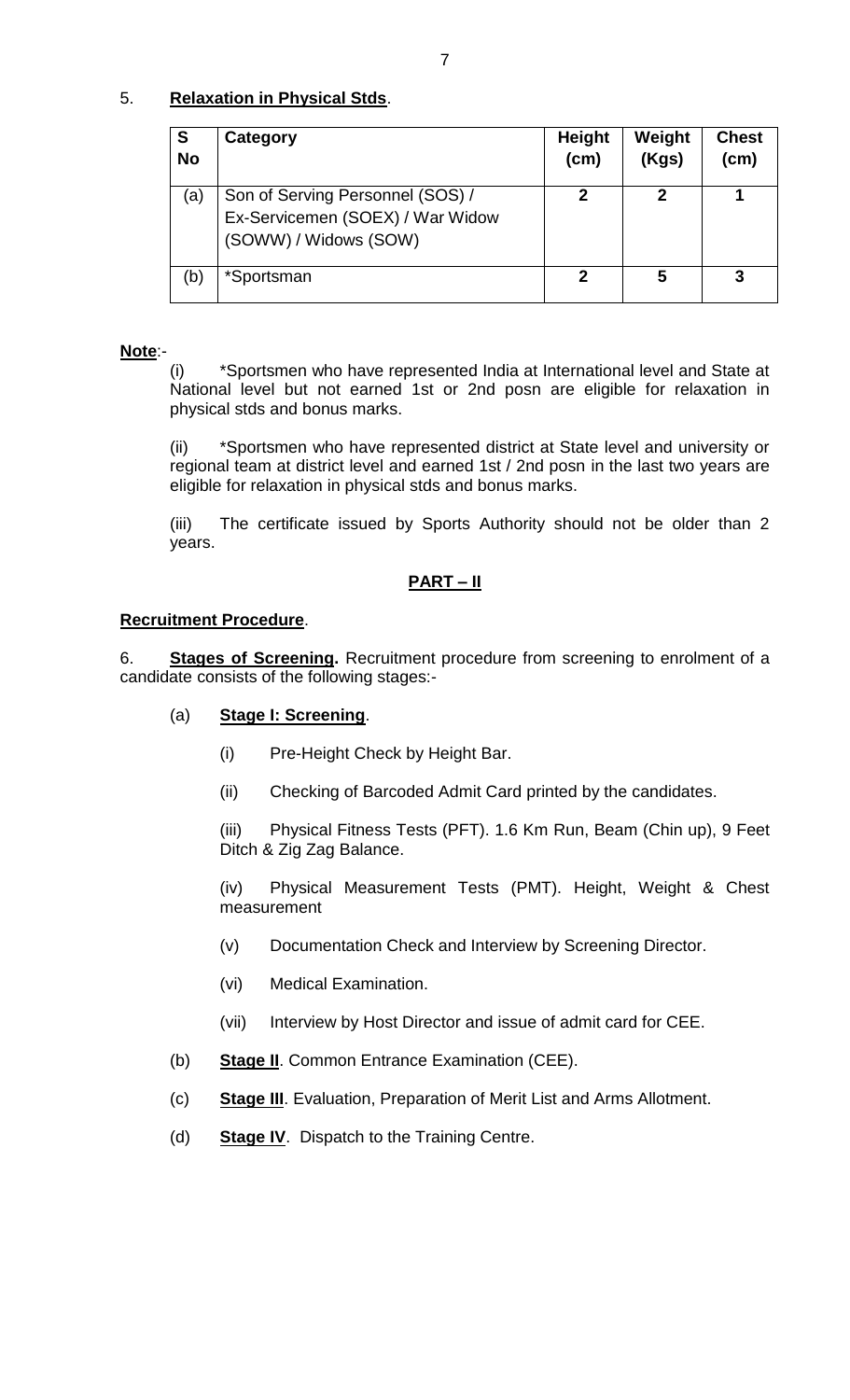5. **Relaxation in Physical Stds**.

| S No | Category | Height (cm) | Weight (Kgs) | Chest (cm) |
|---|---|---|---|---|
| (a) | Son of Serving Personnel (SOS) / Ex-Servicemen (SOEX) / War Widow (SOWW) / Widows (SOW) | **2** | **2** | **1** |
| (b) | *Sportsman | **2** | **5** | **3** |

**Note**:-

(i) *Sportsmen who have represented India at International level and State at National level but not earned 1st or 2nd posn are eligible for relaxation in physical stds and bonus marks.

(ii) *Sportsmen who have represented district at State level and university or regional team at district level and earned 1st / 2nd posn in the last two years are eligible for relaxation in physical stds and bonus marks.

(iii) The certificate issued by Sports Authority should not be older than 2 years.

## PART – II

**Recruitment Procedure**.

6. **Stages of Screening.** Recruitment procedure from screening to enrolment of a candidate consists of the following stages:-

(a) **Stage I: Screening**.

(i) Pre-Height Check by Height Bar.

(ii) Checking of Barcoded Admit Card printed by the candidates.

(iii) Physical Fitness Tests (PFT). 1.6 Km Run, Beam (Chin up), 9 Feet Ditch & Zig Zag Balance.

(iv) Physical Measurement Tests (PMT). Height, Weight & Chest measurement

(v) Documentation Check and Interview by Screening Director.

(vi) Medical Examination.

(vii) Interview by Host Director and issue of admit card for CEE.

(b) **Stage II**. Common Entrance Examination (CEE).

(c) **Stage III**. Evaluation, Preparation of Merit List and Arms Allotment.

(d) **Stage IV**. Dispatch to the Training Centre.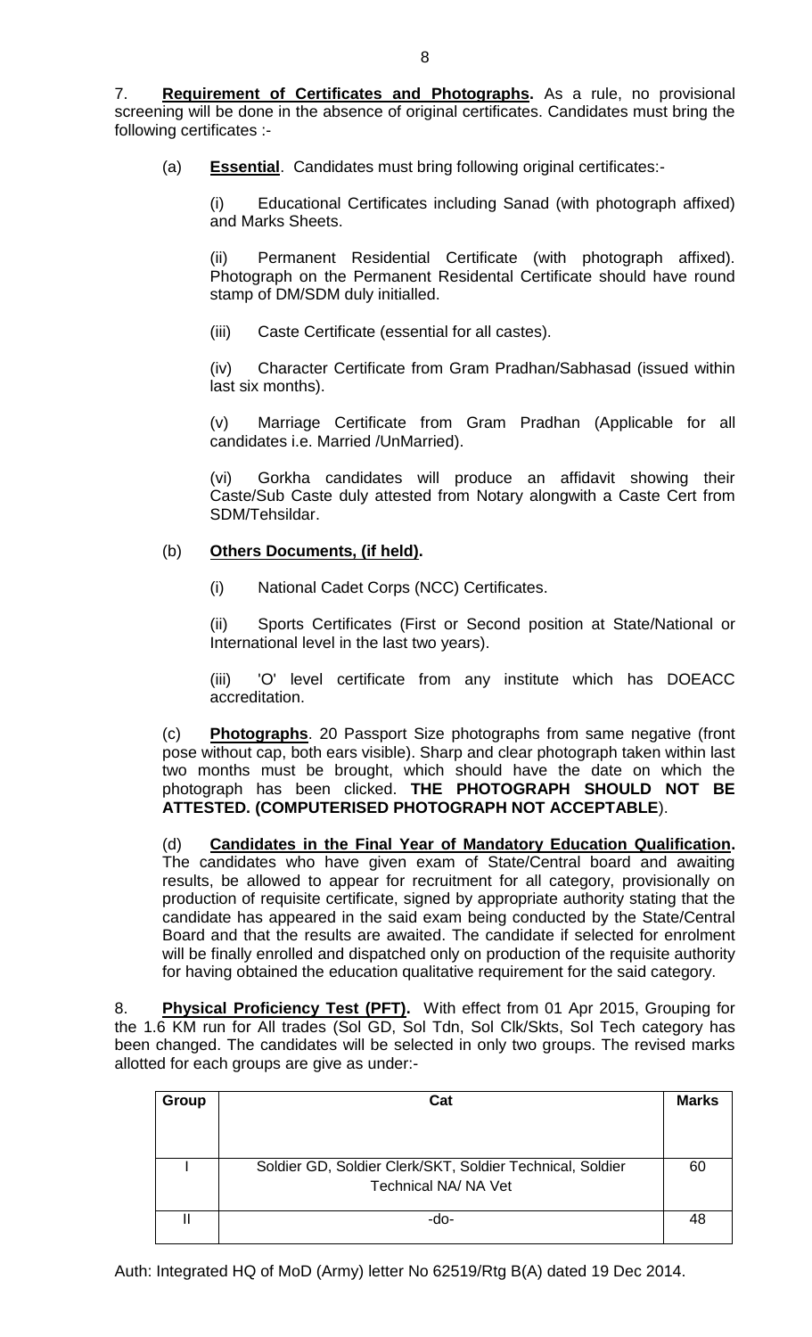7. **Requirement of Certificates and Photographs.** As a rule, no provisional screening will be done in the absence of original certificates. Candidates must bring the following certificates :-

(a) **Essential**. Candidates must bring following original certificates:-

(i) Educational Certificates including Sanad (with photograph affixed) and Marks Sheets.

(ii) Permanent Residential Certificate (with photograph affixed). Photograph on the Permanent Residental Certificate should have round stamp of DM/SDM duly initialled.

(iii) Caste Certificate (essential for all castes).

(iv) Character Certificate from Gram Pradhan/Sabhasad (issued within last six months).

(v) Marriage Certificate from Gram Pradhan (Applicable for all candidates i.e. Married /UnMarried).

(vi) Gorkha candidates will produce an affidavit showing their Caste/Sub Caste duly attested from Notary alongwith a Caste Cert from SDM/Tehsildar.

(b) **Others Documents, (if held).**

(i) National Cadet Corps (NCC) Certificates.

(ii) Sports Certificates (First or Second position at State/National or International level in the last two years).

(iii) 'O' level certificate from any institute which has DOEACC accreditation.

(c) **Photographs**. 20 Passport Size photographs from same negative (front pose without cap, both ears visible). Sharp and clear photograph taken within last two months must be brought, which should have the date on which the photograph has been clicked. **THE PHOTOGRAPH SHOULD NOT BE ATTESTED. (COMPUTERISED PHOTOGRAPH NOT ACCEPTABLE**).

(d) **Candidates in the Final Year of Mandatory Education Qualification.** The candidates who have given exam of State/Central board and awaiting results, be allowed to appear for recruitment for all category, provisionally on production of requisite certificate, signed by appropriate authority stating that the candidate has appeared in the said exam being conducted by the State/Central Board and that the results are awaited. The candidate if selected for enrolment will be finally enrolled and dispatched only on production of the requisite authority for having obtained the education qualitative requirement for the said category.

8. **Physical Proficiency Test (PFT).** With effect from 01 Apr 2015, Grouping for the 1.6 KM run for All trades (Sol GD, Sol Tdn, Sol Clk/Skts, Sol Tech category has been changed. The candidates will be selected in only two groups. The revised marks allotted for each groups are give as under:-

| Group | Cat | Marks |
|---|---|---|
| I | Soldier GD, Soldier Clerk/SKT, Soldier Technical, Soldier Technical NA/ NA Vet | 60 |
| II | -do- | 48 |

Auth: Integrated HQ of MoD (Army) letter No 62519/Rtg B(A) dated 19 Dec 2014.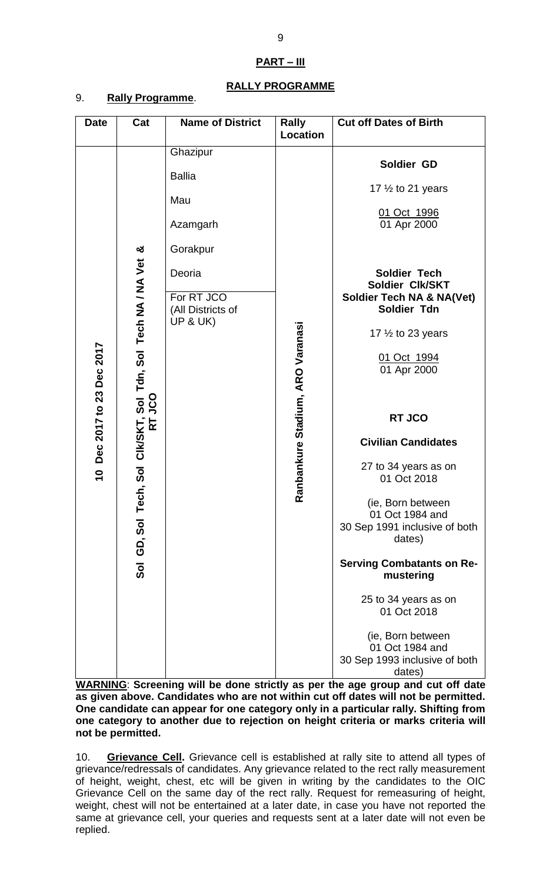**PART – III**

**RALLY PROGRAMME**

9. **Rally Programme**.

| Date | Cat | Name of District | Rally Location | Cut off Dates of Birth |
|---|---|---|---|---|
| 10 Dec 2017 to 23 Dec 2017 | Sol GD, Sol Tech, Sol Clk/SKT, Sol Tdn, Sol Tech NA / NA Vet & RT JCO | Ghazipur<br>Ballia<br>Mau<br>Azamgarh<br>Gorakpur<br>Deoria | Ranbankure Stadium, ARO Varanasi | **Soldier GD**<br>17 ½ to 21 years<br>01 Oct 1996<br>01 Apr 2000<br><br>**Soldier Tech**<br>**Soldier Clk/SKT**<br>**Soldier Tech NA & NA(Vet)**<br>**Soldier Tdn**<br>17 ½ to 23 years<br>01 Oct 1994<br>01 Apr 2000 |
| | | For RT JCO (All Districts of UP & UK) | | **RT JCO**<br>**Civilian Candidates**<br>27 to 34 years as on 01 Oct 2018<br>(ie, Born between 01 Oct 1984 and 30 Sep 1991 inclusive of both dates)<br><br>**Serving Combatants on Re-mustering**<br>25 to 34 years as on 01 Oct 2018<br>(ie, Born between 01 Oct 1984 and 30 Sep 1993 inclusive of both dates) |

**WARNING**: **Screening will be done strictly as per the age group and cut off date as given above. Candidates who are not within cut off dates will not be permitted. One candidate can appear for one category only in a particular rally. Shifting from one category to another due to rejection on height criteria or marks criteria will not be permitted.**

10. **Grievance Cell.** Grievance cell is established at rally site to attend all types of grievance/redressals of candidates. Any grievance related to the rect rally measurement of height, weight, chest, etc will be given in writing by the candidates to the OIC Grievance Cell on the same day of the rect rally. Request for remeasuring of height, weight, chest will not be entertained at a later date, in case you have not reported the same at grievance cell, your queries and requests sent at a later date will not even be replied.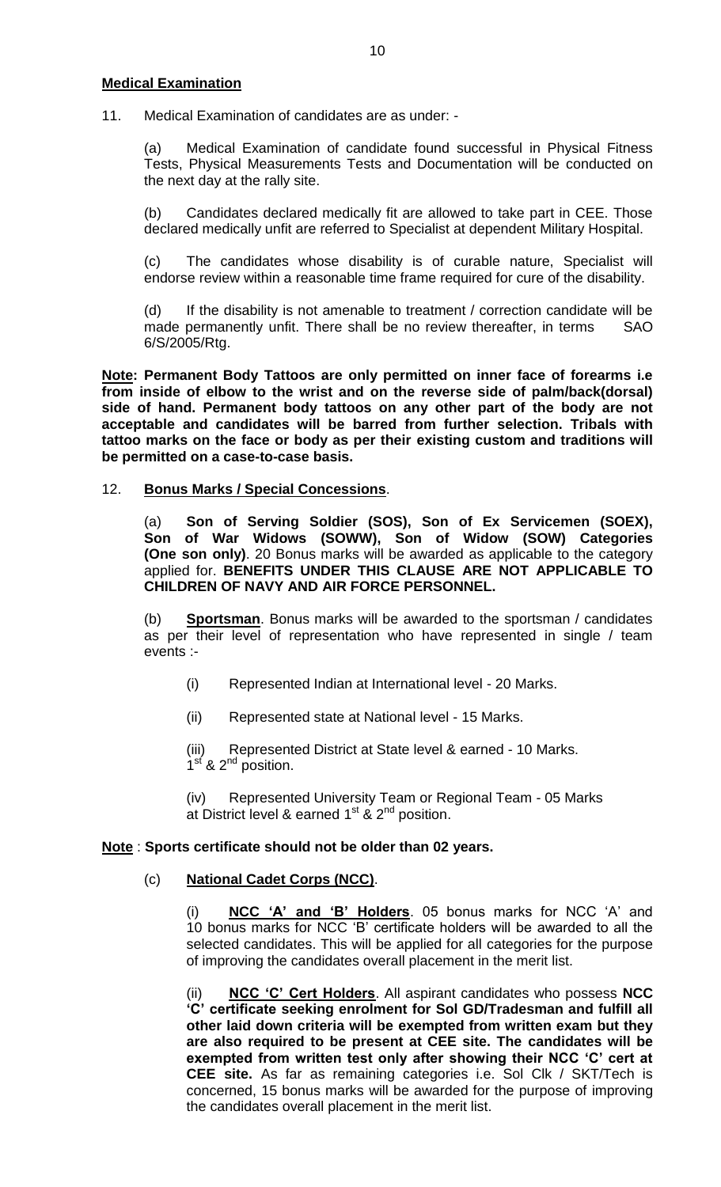**Medical Examination**

11. Medical Examination of candidates are as under: -

(a) Medical Examination of candidate found successful in Physical Fitness Tests, Physical Measurements Tests and Documentation will be conducted on the next day at the rally site.

(b) Candidates declared medically fit are allowed to take part in CEE. Those declared medically unfit are referred to Specialist at dependent Military Hospital.

(c) The candidates whose disability is of curable nature, Specialist will endorse review within a reasonable time frame required for cure of the disability.

(d) If the disability is not amenable to treatment / correction candidate will be made permanently unfit. There shall be no review thereafter, in terms SAO 6/S/2005/Rtg.

**Note: Permanent Body Tattoos are only permitted on inner face of forearms i.e from inside of elbow to the wrist and on the reverse side of palm/back(dorsal) side of hand. Permanent body tattoos on any other part of the body are not acceptable and candidates will be barred from further selection. Tribals with tattoo marks on the face or body as per their existing custom and traditions will be permitted on a case-to-case basis.**

12. **Bonus Marks / Special Concessions**.

(a) **Son of Serving Soldier (SOS), Son of Ex Servicemen (SOEX), Son of War Widows (SOWW), Son of Widow (SOW) Categories (One son only)**. 20 Bonus marks will be awarded as applicable to the category applied for. **BENEFITS UNDER THIS CLAUSE ARE NOT APPLICABLE TO CHILDREN OF NAVY AND AIR FORCE PERSONNEL.**

(b) **Sportsman**. Bonus marks will be awarded to the sportsman / candidates as per their level of representation who have represented in single / team events :-

(i) Represented Indian at International level - 20 Marks.

(ii) Represented state at National level - 15 Marks.

(iii) Represented District at State level & earned 1st & 2nd position - 10 Marks.

(iv) Represented University Team or Regional Team at District level & earned 1st & 2nd position - 05 Marks

**Note** : **Sports certificate should not be older than 02 years.**

(c) **National Cadet Corps (NCC)**.

(i) **NCC 'A' and 'B' Holders**. 05 bonus marks for NCC 'A' and 10 bonus marks for NCC 'B' certificate holders will be awarded to all the selected candidates. This will be applied for all categories for the purpose of improving the candidates overall placement in the merit list.

(ii) **NCC 'C' Cert Holders**. All aspirant candidates who possess **NCC 'C' certificate seeking enrolment for Sol GD/Tradesman and fulfill all other laid down criteria will be exempted from written exam but they are also required to be present at CEE site. The candidates will be exempted from written test only after showing their NCC 'C' cert at CEE site.** As far as remaining categories i.e. Sol Clk / SKT/Tech is concerned, 15 bonus marks will be awarded for the purpose of improving the candidates overall placement in the merit list.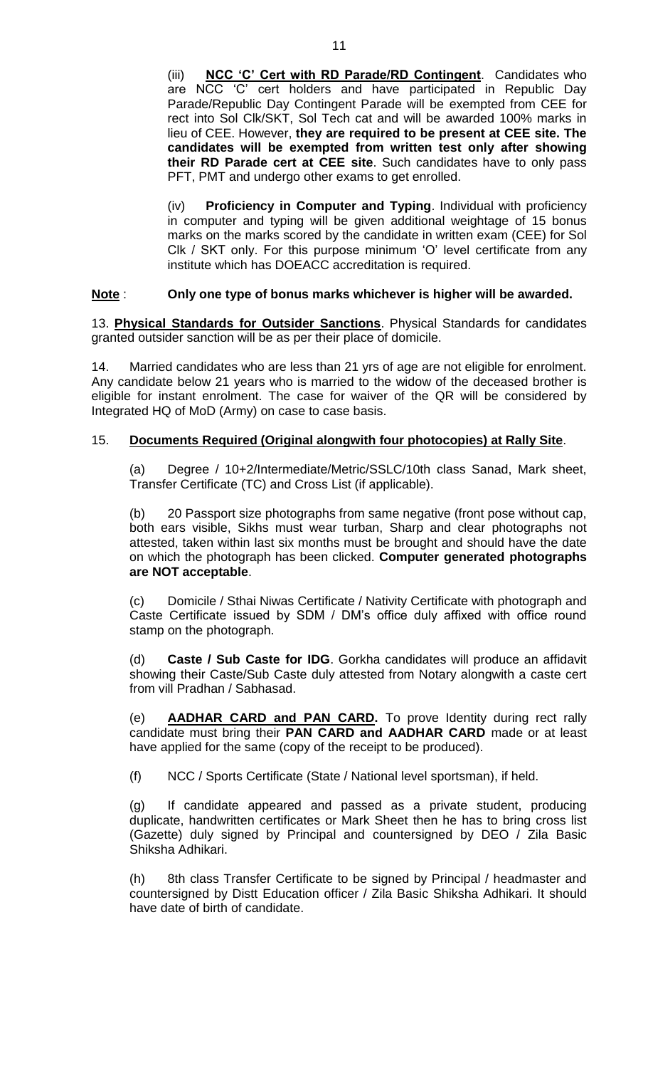(iii) **<u>NCC 'C' Cert with RD Parade/RD Contingent</u>**. Candidates who are NCC 'C' cert holders and have participated in Republic Day Parade/Republic Day Contingent Parade will be exempted from CEE for rect into Sol Clk/SKT, Sol Tech cat and will be awarded 100% marks in lieu of CEE. However, **they are required to be present at CEE site. The candidates will be exempted from written test only after showing their RD Parade cert at CEE site**. Such candidates have to only pass PFT, PMT and undergo other exams to get enrolled.

(iv) **Proficiency in Computer and Typing**. Individual with proficiency in computer and typing will be given additional weightage of 15 bonus marks on the marks scored by the candidate in written exam (CEE) for Sol Clk / SKT only. For this purpose minimum 'O' level certificate from any institute which has DOEACC accreditation is required.

**<u>Note</u>** : **Only one type of bonus marks whichever is higher will be awarded.**

13. **<u>Physical Standards for Outsider Sanctions</u>**. Physical Standards for candidates granted outsider sanction will be as per their place of domicile.

14. Married candidates who are less than 21 yrs of age are not eligible for enrolment. Any candidate below 21 years who is married to the widow of the deceased brother is eligible for instant enrolment. The case for waiver of the QR will be considered by Integrated HQ of MoD (Army) on case to case basis.

15. **<u>Documents Required (Original alongwith four photocopies) at Rally Site</u>**.

(a) Degree / 10+2/Intermediate/Metric/SSLC/10th class Sanad, Mark sheet, Transfer Certificate (TC) and Cross List (if applicable).

(b) 20 Passport size photographs from same negative (front pose without cap, both ears visible, Sikhs must wear turban, Sharp and clear photographs not attested, taken within last six months must be brought and should have the date on which the photograph has been clicked. **Computer generated photographs are NOT acceptable**.

(c) Domicile / Sthai Niwas Certificate / Nativity Certificate with photograph and Caste Certificate issued by SDM / DM's office duly affixed with office round stamp on the photograph.

(d) **Caste / Sub Caste for IDG**. Gorkha candidates will produce an affidavit showing their Caste/Sub Caste duly attested from Notary alongwith a caste cert from vill Pradhan / Sabhasad.

(e) **<u>AADHAR CARD and PAN CARD</u>.** To prove Identity during rect rally candidate must bring their **PAN CARD and AADHAR CARD** made or at least have applied for the same (copy of the receipt to be produced).

(f) NCC / Sports Certificate (State / National level sportsman), if held.

(g) If candidate appeared and passed as a private student, producing duplicate, handwritten certificates or Mark Sheet then he has to bring cross list (Gazette) duly signed by Principal and countersigned by DEO / Zila Basic Shiksha Adhikari.

(h) 8th class Transfer Certificate to be signed by Principal / headmaster and countersigned by Distt Education officer / Zila Basic Shiksha Adhikari. It should have date of birth of candidate.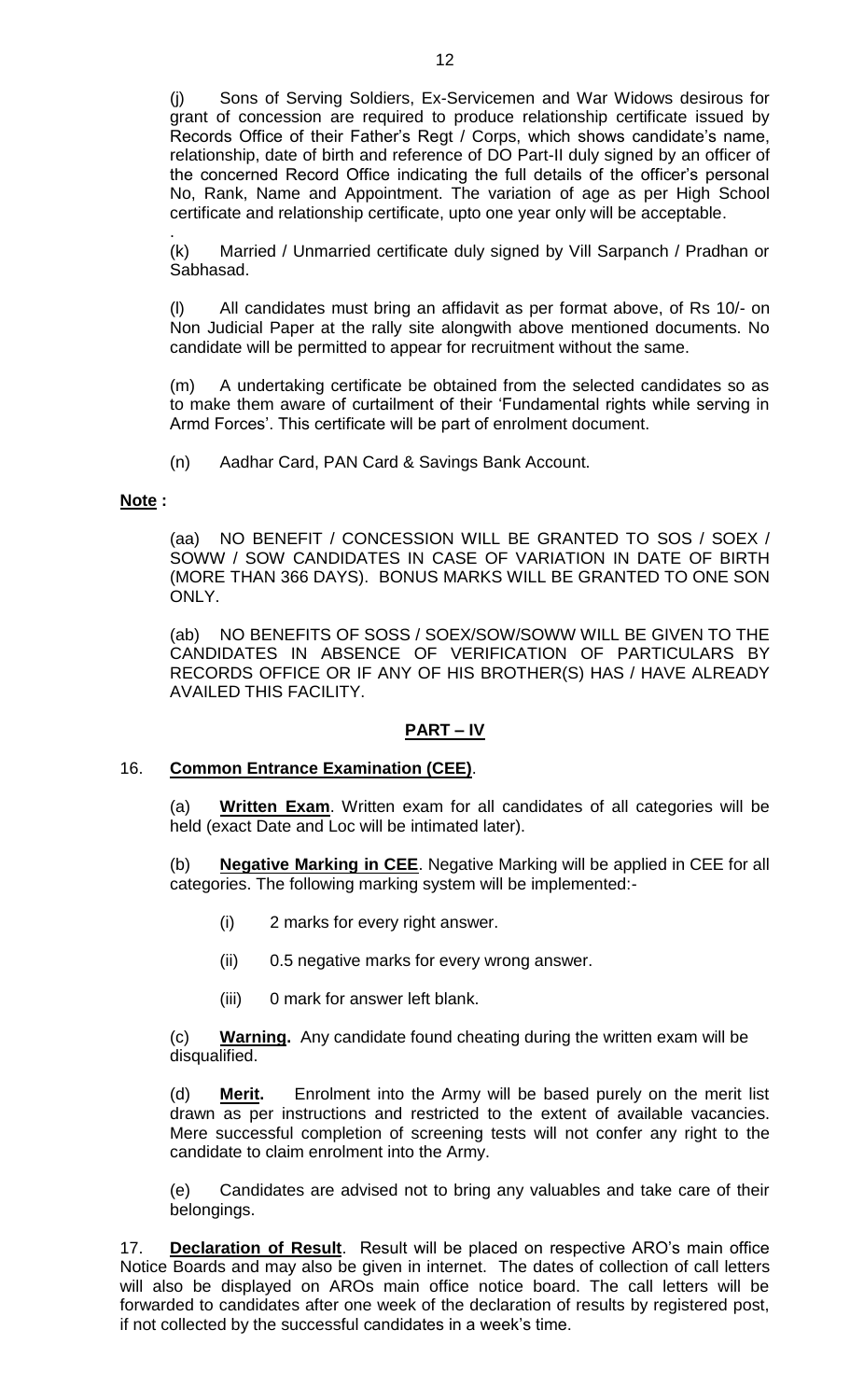(j) Sons of Serving Soldiers, Ex-Servicemen and War Widows desirous for grant of concession are required to produce relationship certificate issued by Records Office of their Father's Regt / Corps, which shows candidate's name, relationship, date of birth and reference of DO Part-II duly signed by an officer of the concerned Record Office indicating the full details of the officer's personal No, Rank, Name and Appointment. The variation of age as per High School certificate and relationship certificate, upto one year only will be acceptable.

(k) Married / Unmarried certificate duly signed by Vill Sarpanch / Pradhan or Sabhasad.

(l) All candidates must bring an affidavit as per format above, of Rs 10/- on Non Judicial Paper at the rally site alongwith above mentioned documents. No candidate will be permitted to appear for recruitment without the same.

(m) A undertaking certificate be obtained from the selected candidates so as to make them aware of curtailment of their 'Fundamental rights while serving in Armd Forces'. This certificate will be part of enrolment document.

(n) Aadhar Card, PAN Card & Savings Bank Account.

**<u>Note</u> :**

(aa) NO BENEFIT / CONCESSION WILL BE GRANTED TO SOS / SOEX / SOWW / SOW CANDIDATES IN CASE OF VARIATION IN DATE OF BIRTH (MORE THAN 366 DAYS). BONUS MARKS WILL BE GRANTED TO ONE SON ONLY.

(ab) NO BENEFITS OF SOSS / SOEX/SOW/SOWW WILL BE GIVEN TO THE CANDIDATES IN ABSENCE OF VERIFICATION OF PARTICULARS BY RECORDS OFFICE OR IF ANY OF HIS BROTHER(S) HAS / HAVE ALREADY AVAILED THIS FACILITY.

## PART – IV

16. **<u>Common Entrance Examination (CEE)</u>**.

(a) **<u>Written Exam</u>**. Written exam for all candidates of all categories will be held (exact Date and Loc will be intimated later).

(b) **<u>Negative Marking in CEE</u>**. Negative Marking will be applied in CEE for all categories. The following marking system will be implemented:-

(i) 2 marks for every right answer.

(ii) 0.5 negative marks for every wrong answer.

(iii) 0 mark for answer left blank.

(c) **<u>Warning</u>.** Any candidate found cheating during the written exam will be disqualified.

(d) **<u>Merit</u>.** Enrolment into the Army will be based purely on the merit list drawn as per instructions and restricted to the extent of available vacancies. Mere successful completion of screening tests will not confer any right to the candidate to claim enrolment into the Army.

(e) Candidates are advised not to bring any valuables and take care of their belongings.

17. **<u>Declaration of Result</u>**. Result will be placed on respective ARO's main office Notice Boards and may also be given in internet. The dates of collection of call letters will also be displayed on AROs main office notice board. The call letters will be forwarded to candidates after one week of the declaration of results by registered post, if not collected by the successful candidates in a week's time.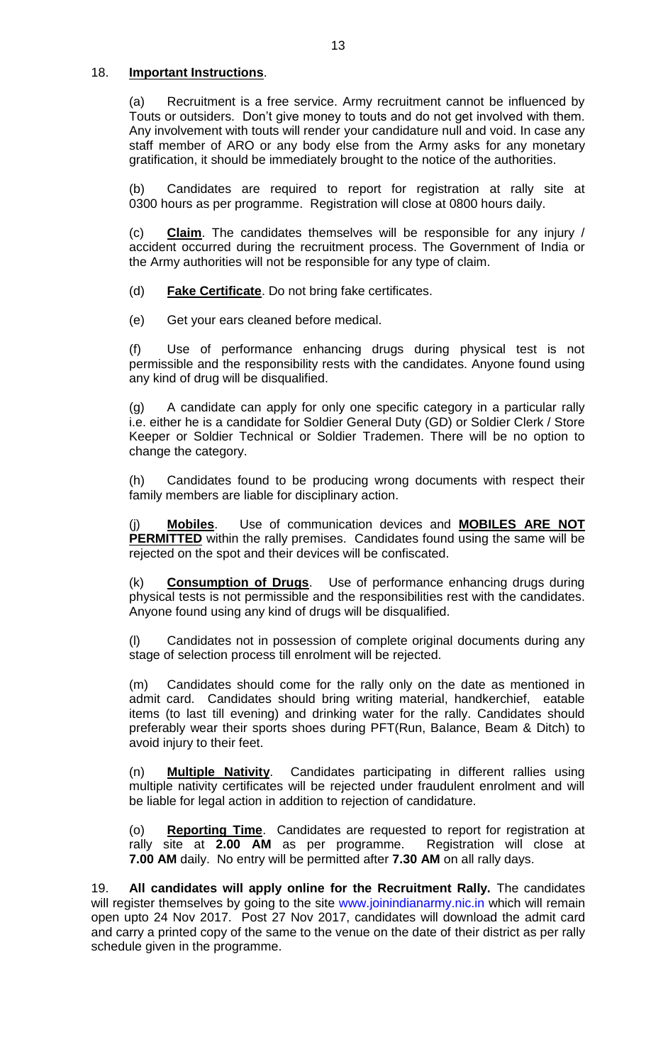18. **Important Instructions**.

(a) Recruitment is a free service. Army recruitment cannot be influenced by Touts or outsiders. Don't give money to touts and do not get involved with them. Any involvement with touts will render your candidature null and void. In case any staff member of ARO or any body else from the Army asks for any monetary gratification, it should be immediately brought to the notice of the authorities.

(b) Candidates are required to report for registration at rally site at 0300 hours as per programme. Registration will close at 0800 hours daily.

(c) **Claim**. The candidates themselves will be responsible for any injury / accident occurred during the recruitment process. The Government of India or the Army authorities will not be responsible for any type of claim.

(d) **Fake Certificate**. Do not bring fake certificates.

(e) Get your ears cleaned before medical.

(f) Use of performance enhancing drugs during physical test is not permissible and the responsibility rests with the candidates. Anyone found using any kind of drug will be disqualified.

(g) A candidate can apply for only one specific category in a particular rally i.e. either he is a candidate for Soldier General Duty (GD) or Soldier Clerk / Store Keeper or Soldier Technical or Soldier Trademen. There will be no option to change the category.

(h) Candidates found to be producing wrong documents with respect their family members are liable for disciplinary action.

(j) **Mobiles**. Use of communication devices and **MOBILES ARE NOT PERMITTED** within the rally premises. Candidates found using the same will be rejected on the spot and their devices will be confiscated.

(k) **Consumption of Drugs**. Use of performance enhancing drugs during physical tests is not permissible and the responsibilities rest with the candidates. Anyone found using any kind of drugs will be disqualified.

(l) Candidates not in possession of complete original documents during any stage of selection process till enrolment will be rejected.

(m) Candidates should come for the rally only on the date as mentioned in admit card. Candidates should bring writing material, handkerchief, eatable items (to last till evening) and drinking water for the rally. Candidates should preferably wear their sports shoes during PFT(Run, Balance, Beam & Ditch) to avoid injury to their feet.

(n) **Multiple Nativity**. Candidates participating in different rallies using multiple nativity certificates will be rejected under fraudulent enrolment and will be liable for legal action in addition to rejection of candidature.

(o) **Reporting Time**. Candidates are requested to report for registration at rally site at **2.00 AM** as per programme. Registration will close at **7.00 AM** daily. No entry will be permitted after **7.30 AM** on all rally days.

19. **All candidates will apply online for the Recruitment Rally.** The candidates will register themselves by going to the site www.joinindianarmy.nic.in which will remain open upto 24 Nov 2017. Post 27 Nov 2017, candidates will download the admit card and carry a printed copy of the same to the venue on the date of their district as per rally schedule given in the programme.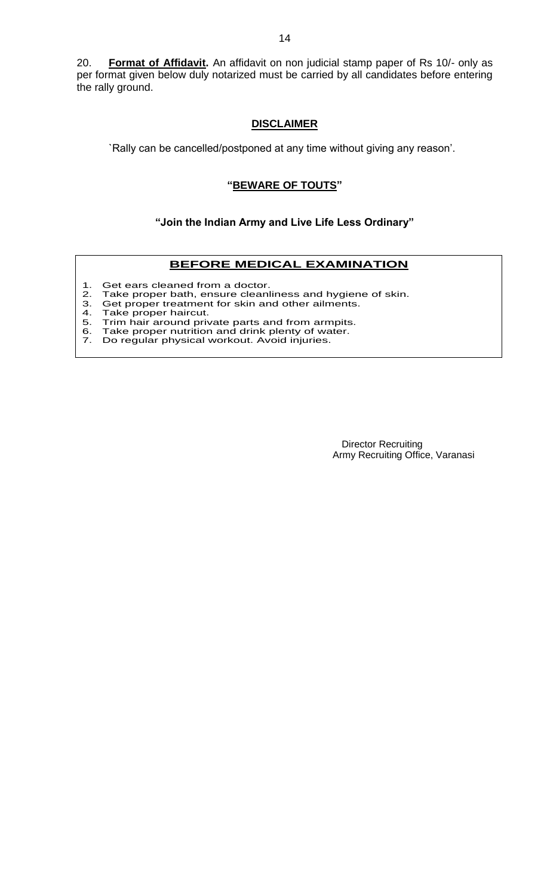20. **Format of Affidavit.** An affidavit on non judicial stamp paper of Rs 10/- only as per format given below duly notarized must be carried by all candidates before entering the rally ground.

**DISCLAIMER**

`Rally can be cancelled/postponed at any time without giving any reason'.

**"BEWARE OF TOUTS"**

**"Join the Indian Army and Live Life Less Ordinary"**

**BEFORE MEDICAL EXAMINATION**

1. Get ears cleaned from a doctor.
2. Take proper bath, ensure cleanliness and hygiene of skin.
3. Get proper treatment for skin and other ailments.
4. Take proper haircut.
5. Trim hair around private parts and from armpits.
6. Take proper nutrition and drink plenty of water.
7. Do regular physical workout. Avoid injuries.

Director Recruiting
Army Recruiting Office, Varanasi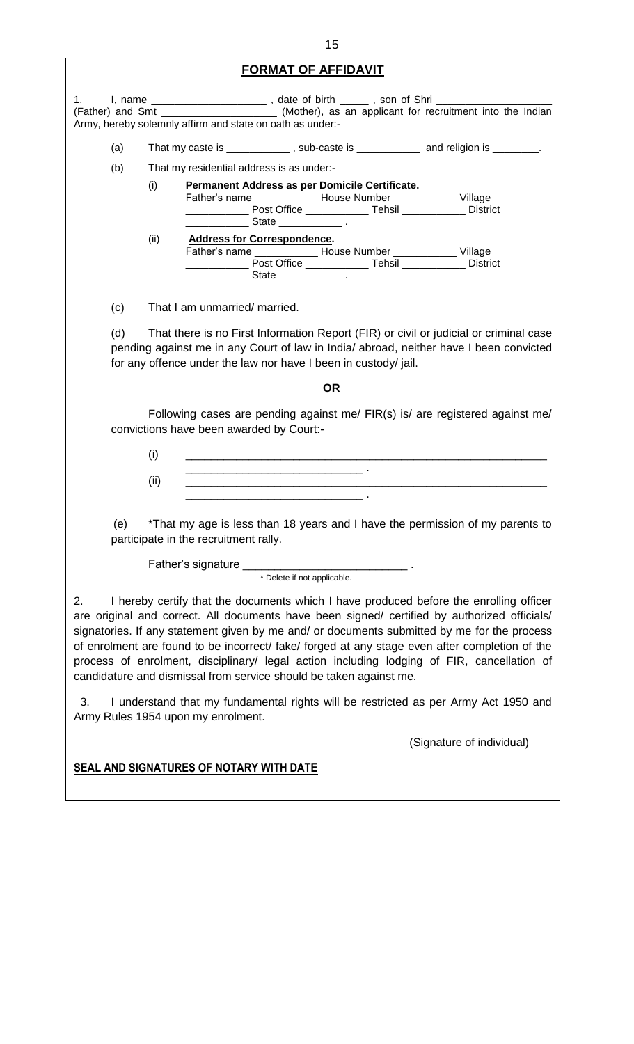## FORMAT OF AFFIDAVIT

1. I, name ___________________ , date of birth _____ , son of Shri ___________________ (Father) and Smt ___________________ (Mother), as an applicant for recruitment into the Indian Army, hereby solemnly affirm and state on oath as under:-

(a) That my caste is ___________ , sub-caste is ___________ and religion is ________.

(b) That my residential address is as under:-

(i) **Permanent Address as per Domicile Certificate.**
Father's name ___________ House Number ___________ Village ___________ Post Office ___________ Tehsil ___________ District ___________ State ___________ .

(ii) **Address for Correspondence.**
Father's name ___________ House Number ___________ Village ___________ Post Office ___________ Tehsil ___________ District ___________ State ___________ .

(c) That I am unmarried/ married.

(d) That there is no First Information Report (FIR) or civil or judicial or criminal case pending against me in any Court of law in India/ abroad, neither have I been convicted for any offence under the law nor have I been in custody/ jail.

**OR**

Following cases are pending against me/ FIR(s) is/ are registered against me/ convictions have been awarded by Court:-

(i) ____________________________________________________________ ____________________________ .

(ii) ____________________________________________________________ ____________________________ .

(e) *That my age is less than 18 years and I have the permission of my parents to participate in the recruitment rally.

Father's signature __________________________ .

\* Delete if not applicable.

2. I hereby certify that the documents which I have produced before the enrolling officer are original and correct. All documents have been signed/ certified by authorized officials/ signatories. If any statement given by me and/ or documents submitted by me for the process of enrolment are found to be incorrect/ fake/ forged at any stage even after completion of the process of enrolment, disciplinary/ legal action including lodging of FIR, cancellation of candidature and dismissal from service should be taken against me.

3. I understand that my fundamental rights will be restricted as per Army Act 1950 and Army Rules 1954 upon my enrolment.

(Signature of individual)

**SEAL AND SIGNATURES OF NOTARY WITH DATE**